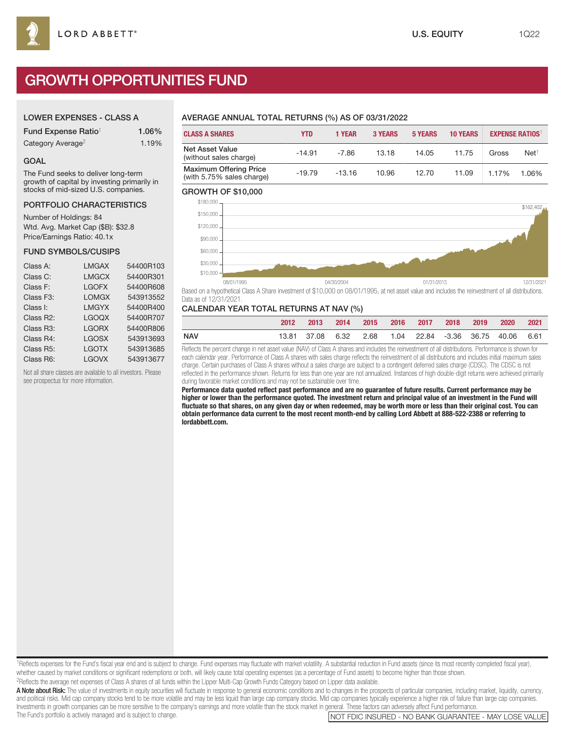LORD ABBETT®

U.S. EQUITY 1Q22

# GROWTH OPPORTUNITIES FUND

## LOWER EXPENSES - CLASS A

| | |
|---|---|
| Fund Expense Ratio[1] | 1.06% |
| Category Average[2] | 1.19% |

## GOAL

The Fund seeks to deliver long-term growth of capital by investing primarily in stocks of mid-sized U.S. companies.

## PORTFOLIO CHARACTERISTICS

Number of Holdings: 84
Wtd. Avg. Market Cap ($B): $32.8
Price/Earnings Ratio: 40.1x

## FUND SYMBOLS/CUSIPS

| | | |
|---|---|---|
| Class A: | LMGAX | 54400R103 |
| Class C: | LMGCX | 54400R301 |
| Class F: | LGOFX | 54400R608 |
| Class F3: | LOMGX | 543913552 |
| Class I: | LMGYX | 54400R400 |
| Class R2: | LGOQX | 54400R707 |
| Class R3: | LGORX | 54400R806 |
| Class R4: | LGOSX | 543913693 |
| Class R5: | LGOTX | 543913685 |
| Class R6: | LGOVX | 543913677 |

Not all share classes are available to all investors. Please see prospectus for more information.

## AVERAGE ANNUAL TOTAL RETURNS (%) AS OF 03/31/2022

| CLASS A SHARES | YTD | 1 YEAR | 3 YEARS | 5 YEARS | 10 YEARS | EXPENSE RATIOS[1] | |
|---|---|---|---|---|---|---|---|
| Net Asset Value (without sales charge) | -14.91 | -7.86 | 13.18 | 14.05 | 11.75 | Gross | Net[†] |
| Maximum Offering Price (with 5.75% sales charge) | -19.79 | -13.16 | 10.96 | 12.70 | 11.09 | 1.17% | 1.06% |

## GROWTH OF $10,000

$162,402

Based on a hypothetical Class A Share investment of $10,000 on 08/01/1995, at net asset value and includes the reinvestment of all distributions. Data as of 12/31/2021.

## CALENDAR YEAR TOTAL RETURNS AT NAV (%)

| | 2012 | 2013 | 2014 | 2015 | 2016 | 2017 | 2018 | 2019 | 2020 | 2021 |
|---|---|---|---|---|---|---|---|---|---|---|
| NAV | 13.81 | 37.08 | 6.32 | 2.68 | 1.04 | 22.84 | -3.36 | 36.75 | 40.06 | 6.61 |

Reflects the percent change in net asset value (NAV) of Class A shares and includes the reinvestment of all distributions. Performance is shown for each calendar year. Performance of Class A shares with sales charge reflects the reinvestment of all distributions and includes initial maximum sales charge. Certain purchases of Class A shares without a sales charge are subject to a contingent deferred sales charge (CDSC). The CDSC is not reflected in the performance shown. Returns for less than one year are not annualized. Instances of high double-digit returns were achieved primarily during favorable market conditions and may not be sustainable over time.

**Performance data quoted reflect past performance and are no guarantee of future results. Current performance may be higher or lower than the performance quoted. The investment return and principal value of an investment in the Fund will fluctuate so that shares, on any given day or when redeemed, may be worth more or less than their original cost. You can obtain performance data current to the most recent month-end by calling Lord Abbett at 888-522-2388 or referring to lordabbett.com.**

[1]Reflects expenses for the Fund's fiscal year end and is subject to change. Fund expenses may fluctuate with market volatility. A substantial reduction in Fund assets (since its most recently completed fiscal year), whether caused by market conditions or significant redemptions or both, will likely cause total operating expenses (as a percentage of Fund assets) to become higher than those shown.

[2]Reflects the average net expenses of Class A shares of all funds within the Lipper Multi-Cap Growth Funds Category based on Lipper data available.

**A Note about Risk:** The value of investments in equity securities will fluctuate in response to general economic conditions and to changes in the prospects of particular companies, including market, liquidity, currency, and political risks. Mid cap company stocks tend to be more volatile and may be less liquid than large cap company stocks. Mid cap companies typically experience a higher risk of failure than large cap companies. Investments in growth companies can be more sensitive to the company's earnings and more volatile than the stock market in general. These factors can adversely affect Fund performance. The Fund's portfolio is actively managed and is subject to change.

NOT FDIC INSURED - NO BANK GUARANTEE - MAY LOSE VALUE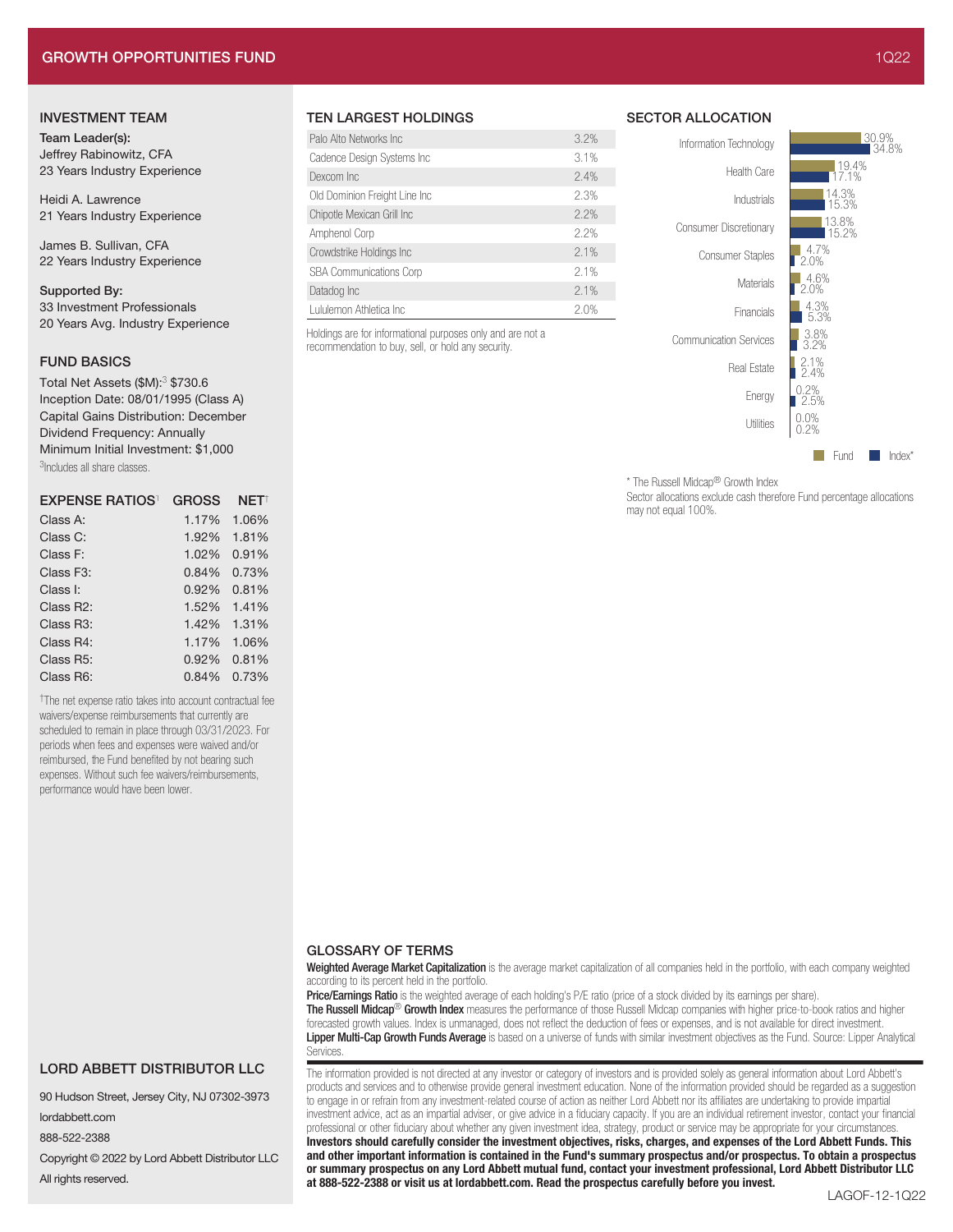## INVESTMENT TEAM

**Team Leader(s):**
Jeffrey Rabinowitz, CFA
23 Years Industry Experience

Heidi A. Lawrence
21 Years Industry Experience

James B. Sullivan, CFA
22 Years Industry Experience

**Supported By:**
33 Investment Professionals
20 Years Avg. Industry Experience

## FUND BASICS

Total Net Assets ($M):[3] $730.6
Inception Date: 08/01/1995 (Class A)
Capital Gains Distribution: December
Dividend Frequency: Annually
Minimum Initial Investment: $1,000
[3]Includes all share classes.

| EXPENSE RATIOS† | GROSS | NET† |
|---|---|---|
| Class A: | 1.17% | 1.06% |
| Class C: | 1.92% | 1.81% |
| Class F: | 1.02% | 0.91% |
| Class F3: | 0.84% | 0.73% |
| Class I: | 0.92% | 0.81% |
| Class R2: | 1.52% | 1.41% |
| Class R3: | 1.42% | 1.31% |
| Class R4: | 1.17% | 1.06% |
| Class R5: | 0.92% | 0.81% |
| Class R6: | 0.84% | 0.73% |

†The net expense ratio takes into account contractual fee waivers/expense reimbursements that currently are scheduled to remain in place through 03/31/2023. For periods when fees and expenses were waived and/or reimbursed, the Fund benefited by not bearing such expenses. Without such fee waivers/reimbursements, performance would have been lower.

## TEN LARGEST HOLDINGS

| | |
|---|---|
| Palo Alto Networks Inc | 3.2% |
| Cadence Design Systems Inc | 3.1% |
| Dexcom Inc | 2.4% |
| Old Dominion Freight Line Inc | 2.3% |
| Chipotle Mexican Grill Inc | 2.2% |
| Amphenol Corp | 2.2% |
| Crowdstrike Holdings Inc | 2.1% |
| SBA Communications Corp | 2.1% |
| Datadog Inc | 2.1% |
| Lululemon Athletica Inc | 2.0% |

Holdings are for informational purposes only and are not a recommendation to buy, sell, or hold any security.

## SECTOR ALLOCATION

Information Technology 30.9% 34.8%
Health Care 19.4% 17.1%
Industrials 14.3% 15.3%
Consumer Discretionary 13.8% 15.2%
Consumer Staples 4.7% 2.0%
Materials 4.6% 2.0%
Financials 4.3% 5.3%
Communication Services 3.8% 3.2%
Real Estate 2.1% 2.4%
Energy 0.2% 2.5%
Utilities 0.0% 0.2%

Fund Index*

\* The Russell Midcap® Growth Index
Sector allocations exclude cash therefore Fund percentage allocations may not equal 100%.

## GLOSSARY OF TERMS

**Weighted Average Market Capitalization** is the average market capitalization of all companies held in the portfolio, with each company weighted according to its percent held in the portfolio.
**Price/Earnings Ratio** is the weighted average of each holding's P/E ratio (price of a stock divided by its earnings per share).
**The Russell Midcap® Growth Index** measures the performance of those Russell Midcap companies with higher price-to-book ratios and higher forecasted growth values. Index is unmanaged, does not reflect the deduction of fees or expenses, and is not available for direct investment.
**Lipper Multi-Cap Growth Funds Average** is based on a universe of funds with similar investment objectives as the Fund. Source: Lipper Analytical Services.

The information provided is not directed at any investor or category of investors and is provided solely as general information about Lord Abbett's products and services and to otherwise provide general investment education. None of the information provided should be regarded as a suggestion to engage in or refrain from any investment-related course of action as neither Lord Abbett nor its affiliates are undertaking to provide impartial investment advice, act as an impartial adviser, or give advice in a fiduciary capacity. If you are an individual retirement investor, contact your financial professional or other fiduciary about whether any given investment idea, strategy, product or service may be appropriate for your circumstances.
**Investors should carefully consider the investment objectives, risks, charges, and expenses of the Lord Abbett Funds. This and other important information is contained in the Fund's summary prospectus and/or prospectus. To obtain a prospectus or summary prospectus on any Lord Abbett mutual fund, contact your investment professional, Lord Abbett Distributor LLC at 888-522-2388 or visit us at lordabbett.com. Read the prospectus carefully before you invest.**

## LORD ABBETT DISTRIBUTOR LLC

90 Hudson Street, Jersey City, NJ 07302-3973

lordabbett.com

888-522-2388

Copyright © 2022 by Lord Abbett Distributor LLC

All rights reserved.

LAGOF-12-1Q22